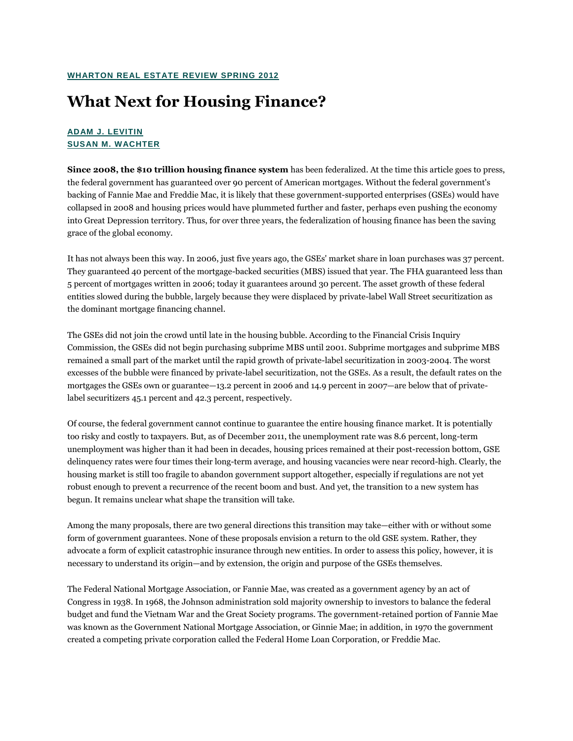**WHARTON REAL ESTATE REVIEW SPRING 2012**

# What Next for Housing Finance?

**ADAM J. LEVITIN**
**SUSAN M. WACHTER**

**Since 2008, the $10 trillion housing finance system** has been federalized. At the time this article goes to press, the federal government has guaranteed over 90 percent of American mortgages. Without the federal government's backing of Fannie Mae and Freddie Mac, it is likely that these government-supported enterprises (GSEs) would have collapsed in 2008 and housing prices would have plummeted further and faster, perhaps even pushing the economy into Great Depression territory. Thus, for over three years, the federalization of housing finance has been the saving grace of the global economy.

It has not always been this way. In 2006, just five years ago, the GSEs' market share in loan purchases was 37 percent. They guaranteed 40 percent of the mortgage-backed securities (MBS) issued that year. The FHA guaranteed less than 5 percent of mortgages written in 2006; today it guarantees around 30 percent. The asset growth of these federal entities slowed during the bubble, largely because they were displaced by private-label Wall Street securitization as the dominant mortgage financing channel.

The GSEs did not join the crowd until late in the housing bubble. According to the Financial Crisis Inquiry Commission, the GSEs did not begin purchasing subprime MBS until 2001. Subprime mortgages and subprime MBS remained a small part of the market until the rapid growth of private-label securitization in 2003-2004. The worst excesses of the bubble were financed by private-label securitization, not the GSEs. As a result, the default rates on the mortgages the GSEs own or guarantee—13.2 percent in 2006 and 14.9 percent in 2007—are below that of private-label securitizers 45.1 percent and 42.3 percent, respectively.

Of course, the federal government cannot continue to guarantee the entire housing finance market. It is potentially too risky and costly to taxpayers. But, as of December 2011, the unemployment rate was 8.6 percent, long-term unemployment was higher than it had been in decades, housing prices remained at their post-recession bottom, GSE delinquency rates were four times their long-term average, and housing vacancies were near record-high. Clearly, the housing market is still too fragile to abandon government support altogether, especially if regulations are not yet robust enough to prevent a recurrence of the recent boom and bust. And yet, the transition to a new system has begun. It remains unclear what shape the transition will take.

Among the many proposals, there are two general directions this transition may take—either with or without some form of government guarantees. None of these proposals envision a return to the old GSE system. Rather, they advocate a form of explicit catastrophic insurance through new entities. In order to assess this policy, however, it is necessary to understand its origin—and by extension, the origin and purpose of the GSEs themselves.

The Federal National Mortgage Association, or Fannie Mae, was created as a government agency by an act of Congress in 1938. In 1968, the Johnson administration sold majority ownership to investors to balance the federal budget and fund the Vietnam War and the Great Society programs. The government-retained portion of Fannie Mae was known as the Government National Mortgage Association, or Ginnie Mae; in addition, in 1970 the government created a competing private corporation called the Federal Home Loan Corporation, or Freddie Mac.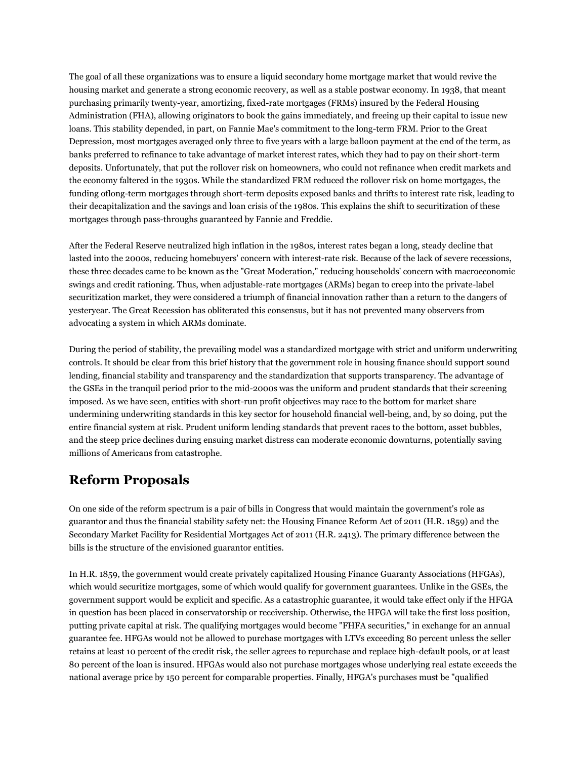The goal of all these organizations was to ensure a liquid secondary home mortgage market that would revive the housing market and generate a strong economic recovery, as well as a stable postwar economy. In 1938, that meant purchasing primarily twenty-year, amortizing, fixed-rate mortgages (FRMs) insured by the Federal Housing Administration (FHA), allowing originators to book the gains immediately, and freeing up their capital to issue new loans. This stability depended, in part, on Fannie Mae's commitment to the long-term FRM. Prior to the Great Depression, most mortgages averaged only three to five years with a large balloon payment at the end of the term, as banks preferred to refinance to take advantage of market interest rates, which they had to pay on their short-term deposits. Unfortunately, that put the rollover risk on homeowners, who could not refinance when credit markets and the economy faltered in the 1930s. While the standardized FRM reduced the rollover risk on home mortgages, the funding oflong-term mortgages through short-term deposits exposed banks and thrifts to interest rate risk, leading to their decapitalization and the savings and loan crisis of the 1980s. This explains the shift to securitization of these mortgages through pass-throughs guaranteed by Fannie and Freddie.

After the Federal Reserve neutralized high inflation in the 1980s, interest rates began a long, steady decline that lasted into the 2000s, reducing homebuyers' concern with interest-rate risk. Because of the lack of severe recessions, these three decades came to be known as the "Great Moderation," reducing households' concern with macroeconomic swings and credit rationing. Thus, when adjustable-rate mortgages (ARMs) began to creep into the private-label securitization market, they were considered a triumph of financial innovation rather than a return to the dangers of yesteryear. The Great Recession has obliterated this consensus, but it has not prevented many observers from advocating a system in which ARMs dominate.

During the period of stability, the prevailing model was a standardized mortgage with strict and uniform underwriting controls. It should be clear from this brief history that the government role in housing finance should support sound lending, financial stability and transparency and the standardization that supports transparency. The advantage of the GSEs in the tranquil period prior to the mid-2000s was the uniform and prudent standards that their screening imposed. As we have seen, entities with short-run profit objectives may race to the bottom for market share undermining underwriting standards in this key sector for household financial well-being, and, by so doing, put the entire financial system at risk. Prudent uniform lending standards that prevent races to the bottom, asset bubbles, and the steep price declines during ensuing market distress can moderate economic downturns, potentially saving millions of Americans from catastrophe.

## Reform Proposals

On one side of the reform spectrum is a pair of bills in Congress that would maintain the government's role as guarantor and thus the financial stability safety net: the Housing Finance Reform Act of 2011 (H.R. 1859) and the Secondary Market Facility for Residential Mortgages Act of 2011 (H.R. 2413). The primary difference between the bills is the structure of the envisioned guarantor entities.

In H.R. 1859, the government would create privately capitalized Housing Finance Guaranty Associations (HFGAs), which would securitize mortgages, some of which would qualify for government guarantees. Unlike in the GSEs, the government support would be explicit and specific. As a catastrophic guarantee, it would take effect only if the HFGA in question has been placed in conservatorship or receivership. Otherwise, the HFGA will take the first loss position, putting private capital at risk. The qualifying mortgages would become "FHFA securities," in exchange for an annual guarantee fee. HFGAs would not be allowed to purchase mortgages with LTVs exceeding 80 percent unless the seller retains at least 10 percent of the credit risk, the seller agrees to repurchase and replace high-default pools, or at least 80 percent of the loan is insured. HFGAs would also not purchase mortgages whose underlying real estate exceeds the national average price by 150 percent for comparable properties. Finally, HFGA's purchases must be "qualified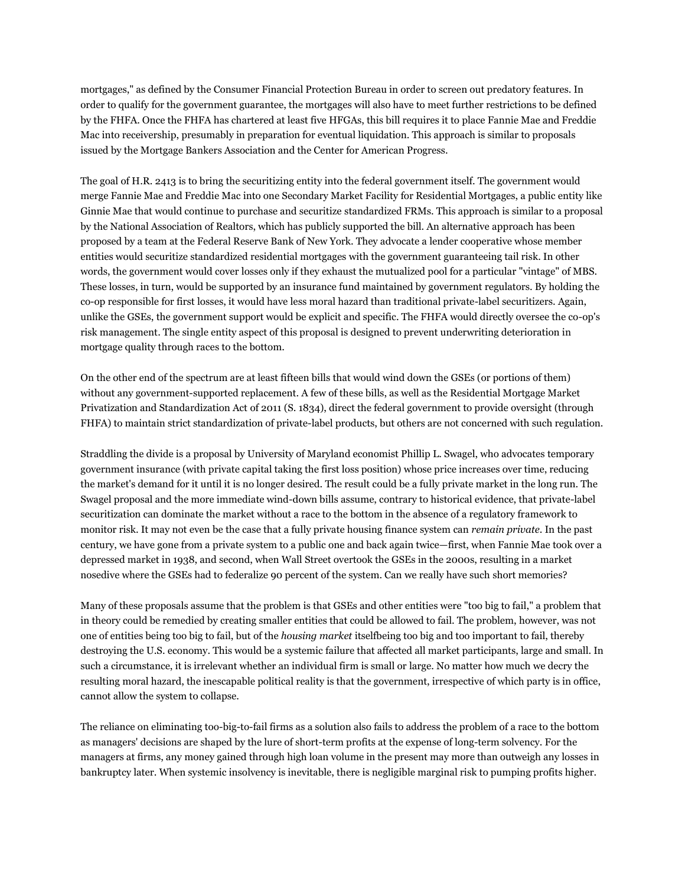mortgages," as defined by the Consumer Financial Protection Bureau in order to screen out predatory features. In order to qualify for the government guarantee, the mortgages will also have to meet further restrictions to be defined by the FHFA. Once the FHFA has chartered at least five HFGAs, this bill requires it to place Fannie Mae and Freddie Mac into receivership, presumably in preparation for eventual liquidation. This approach is similar to proposals issued by the Mortgage Bankers Association and the Center for American Progress.

The goal of H.R. 2413 is to bring the securitizing entity into the federal government itself. The government would merge Fannie Mae and Freddie Mac into one Secondary Market Facility for Residential Mortgages, a public entity like Ginnie Mae that would continue to purchase and securitize standardized FRMs. This approach is similar to a proposal by the National Association of Realtors, which has publicly supported the bill. An alternative approach has been proposed by a team at the Federal Reserve Bank of New York. They advocate a lender cooperative whose member entities would securitize standardized residential mortgages with the government guaranteeing tail risk. In other words, the government would cover losses only if they exhaust the mutualized pool for a particular "vintage" of MBS. These losses, in turn, would be supported by an insurance fund maintained by government regulators. By holding the co-op responsible for first losses, it would have less moral hazard than traditional private-label securitizers. Again, unlike the GSEs, the government support would be explicit and specific. The FHFA would directly oversee the co-op's risk management. The single entity aspect of this proposal is designed to prevent underwriting deterioration in mortgage quality through races to the bottom.

On the other end of the spectrum are at least fifteen bills that would wind down the GSEs (or portions of them) without any government-supported replacement. A few of these bills, as well as the Residential Mortgage Market Privatization and Standardization Act of 2011 (S. 1834), direct the federal government to provide oversight (through FHFA) to maintain strict standardization of private-label products, but others are not concerned with such regulation.

Straddling the divide is a proposal by University of Maryland economist Phillip L. Swagel, who advocates temporary government insurance (with private capital taking the first loss position) whose price increases over time, reducing the market's demand for it until it is no longer desired. The result could be a fully private market in the long run. The Swagel proposal and the more immediate wind-down bills assume, contrary to historical evidence, that private-label securitization can dominate the market without a race to the bottom in the absence of a regulatory framework to monitor risk. It may not even be the case that a fully private housing finance system can *remain private*. In the past century, we have gone from a private system to a public one and back again twice—first, when Fannie Mae took over a depressed market in 1938, and second, when Wall Street overtook the GSEs in the 2000s, resulting in a market nosedive where the GSEs had to federalize 90 percent of the system. Can we really have such short memories?

Many of these proposals assume that the problem is that GSEs and other entities were "too big to fail," a problem that in theory could be remedied by creating smaller entities that could be allowed to fail. The problem, however, was not one of entities being too big to fail, but of the *housing market* itselfbeing too big and too important to fail, thereby destroying the U.S. economy. This would be a systemic failure that affected all market participants, large and small. In such a circumstance, it is irrelevant whether an individual firm is small or large. No matter how much we decry the resulting moral hazard, the inescapable political reality is that the government, irrespective of which party is in office, cannot allow the system to collapse.

The reliance on eliminating too-big-to-fail firms as a solution also fails to address the problem of a race to the bottom as managers' decisions are shaped by the lure of short-term profits at the expense of long-term solvency. For the managers at firms, any money gained through high loan volume in the present may more than outweigh any losses in bankruptcy later. When systemic insolvency is inevitable, there is negligible marginal risk to pumping profits higher.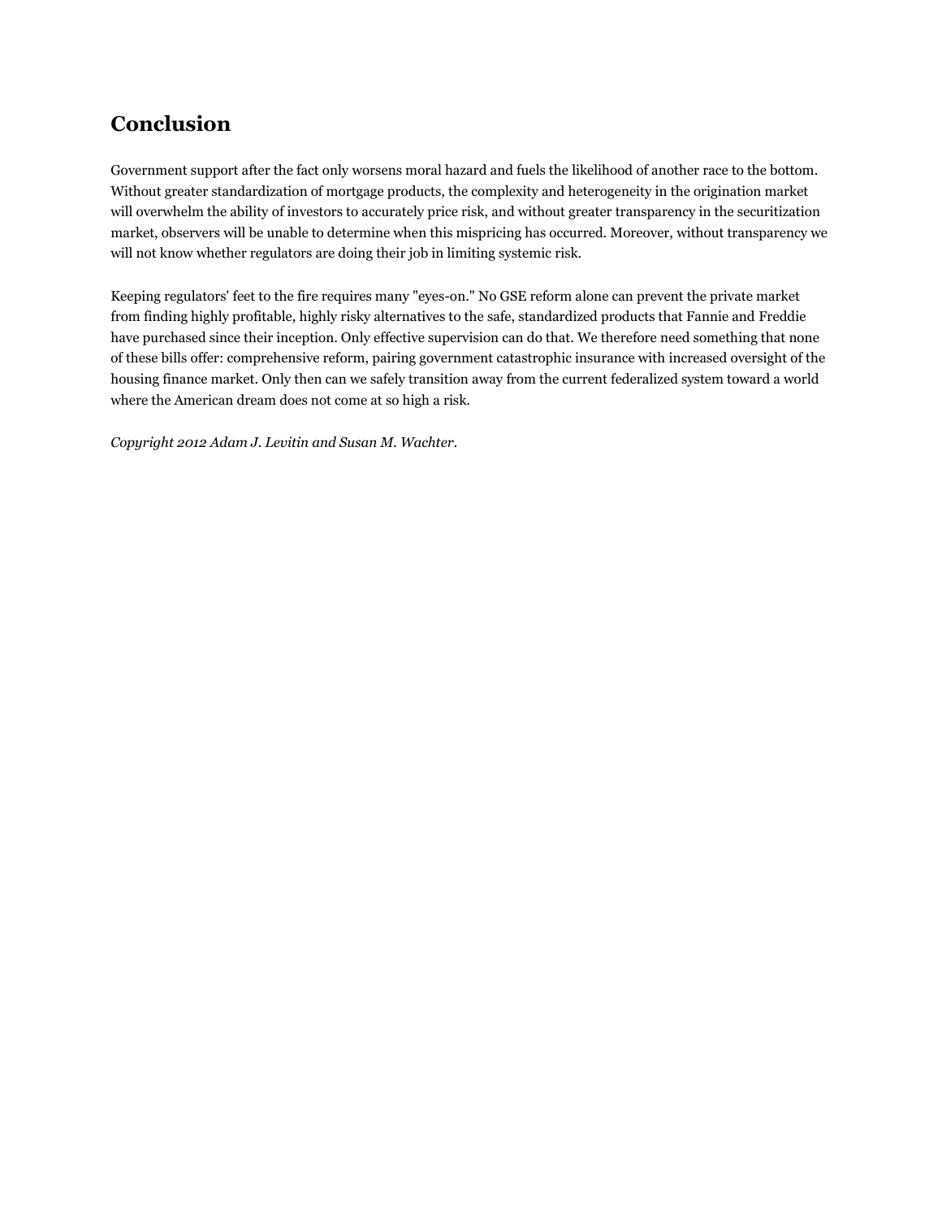## Conclusion

Government support after the fact only worsens moral hazard and fuels the likelihood of another race to the bottom. Without greater standardization of mortgage products, the complexity and heterogeneity in the origination market will overwhelm the ability of investors to accurately price risk, and without greater transparency in the securitization market, observers will be unable to determine when this mispricing has occurred. Moreover, without transparency we will not know whether regulators are doing their job in limiting systemic risk.

Keeping regulators' feet to the fire requires many "eyes-on." No GSE reform alone can prevent the private market from finding highly profitable, highly risky alternatives to the safe, standardized products that Fannie and Freddie have purchased since their inception. Only effective supervision can do that. We therefore need something that none of these bills offer: comprehensive reform, pairing government catastrophic insurance with increased oversight of the housing finance market. Only then can we safely transition away from the current federalized system toward a world where the American dream does not come at so high a risk.

*Copyright 2012 Adam J. Levitin and Susan M. Wachter.*